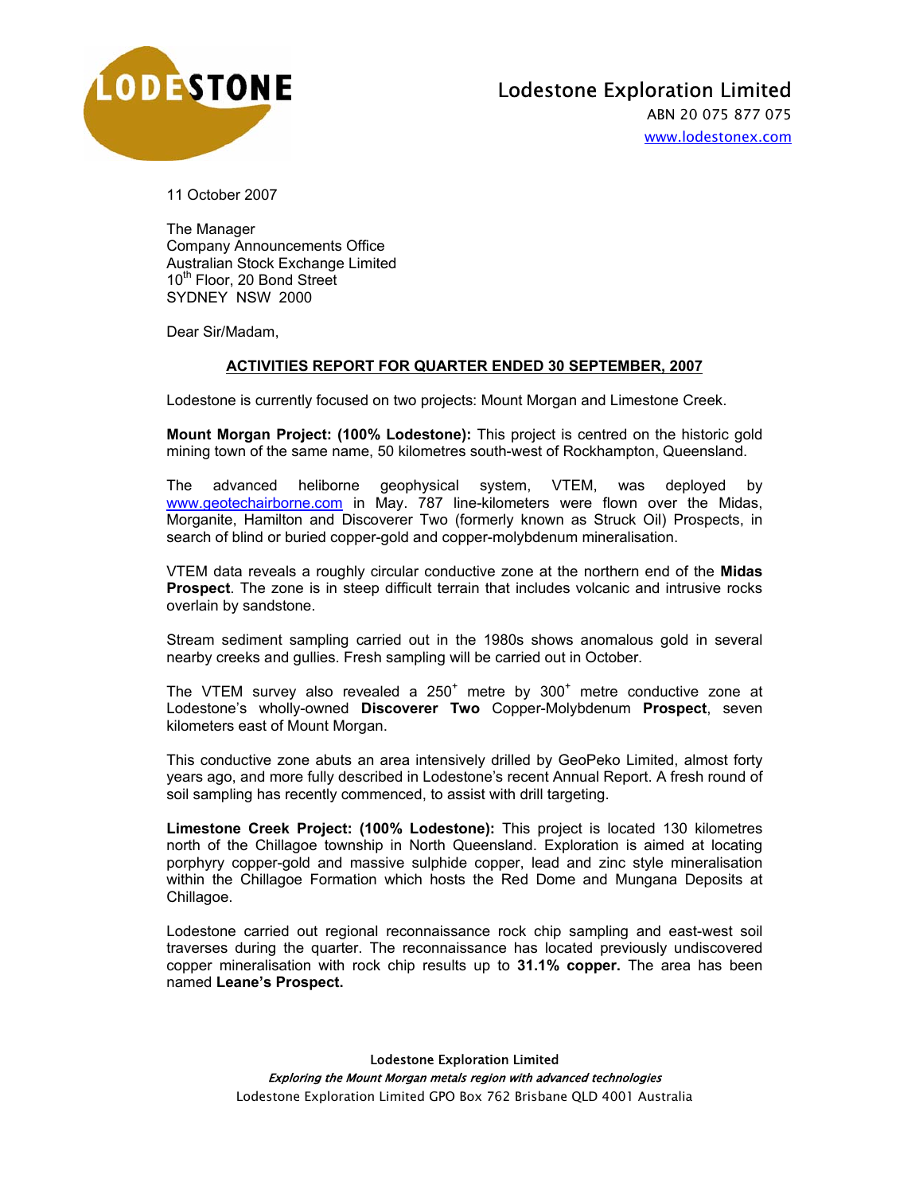# Lodestone Exploration Limited

ABN 20 075 877 075

www.lodestonex.com

11 October 2007

The Manager
Company Announcements Office
Australian Stock Exchange Limited
10th Floor, 20 Bond Street
SYDNEY NSW 2000

Dear Sir/Madam,

## ACTIVITIES REPORT FOR QUARTER ENDED 30 SEPTEMBER, 2007

Lodestone is currently focused on two projects: Mount Morgan and Limestone Creek.

**Mount Morgan Project: (100% Lodestone):** This project is centred on the historic gold mining town of the same name, 50 kilometres south-west of Rockhampton, Queensland.

The advanced heliborne geophysical system, VTEM, was deployed by www.geotechairborne.com in May. 787 line-kilometers were flown over the Midas, Morganite, Hamilton and Discoverer Two (formerly known as Struck Oil) Prospects, in search of blind or buried copper-gold and copper-molybdenum mineralisation.

VTEM data reveals a roughly circular conductive zone at the northern end of the **Midas Prospect**. The zone is in steep difficult terrain that includes volcanic and intrusive rocks overlain by sandstone.

Stream sediment sampling carried out in the 1980s shows anomalous gold in several nearby creeks and gullies. Fresh sampling will be carried out in October.

The VTEM survey also revealed a 250+ metre by 300+ metre conductive zone at Lodestone's wholly-owned **Discoverer Two** Copper-Molybdenum **Prospect**, seven kilometers east of Mount Morgan.

This conductive zone abuts an area intensively drilled by GeoPeko Limited, almost forty years ago, and more fully described in Lodestone's recent Annual Report. A fresh round of soil sampling has recently commenced, to assist with drill targeting.

**Limestone Creek Project: (100% Lodestone):** This project is located 130 kilometres north of the Chillagoe township in North Queensland. Exploration is aimed at locating porphyry copper-gold and massive sulphide copper, lead and zinc style mineralisation within the Chillagoe Formation which hosts the Red Dome and Mungana Deposits at Chillagoe.

Lodestone carried out regional reconnaissance rock chip sampling and east-west soil traverses during the quarter. The reconnaissance has located previously undiscovered copper mineralisation with rock chip results up to **31.1% copper.** The area has been named **Leane's Prospect.**

Lodestone Exploration Limited
*Exploring the Mount Morgan metals region with advanced technologies*
Lodestone Exploration Limited GPO Box 762 Brisbane QLD 4001 Australia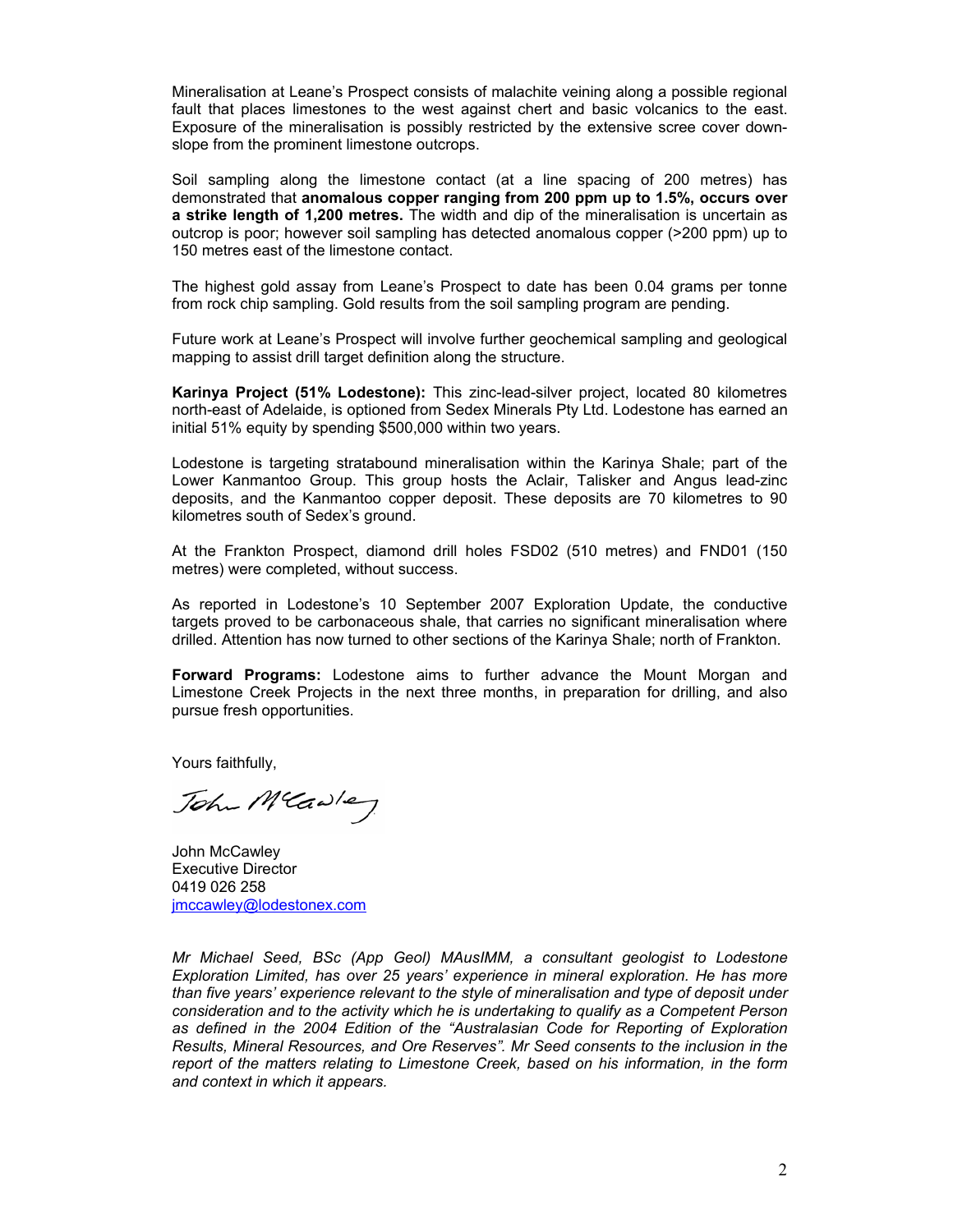Mineralisation at Leane's Prospect consists of malachite veining along a possible regional fault that places limestones to the west against chert and basic volcanics to the east. Exposure of the mineralisation is possibly restricted by the extensive scree cover down-slope from the prominent limestone outcrops.

Soil sampling along the limestone contact (at a line spacing of 200 metres) has demonstrated that **anomalous copper ranging from 200 ppm up to 1.5%, occurs over a strike length of 1,200 metres.** The width and dip of the mineralisation is uncertain as outcrop is poor; however soil sampling has detected anomalous copper (>200 ppm) up to 150 metres east of the limestone contact.

The highest gold assay from Leane's Prospect to date has been 0.04 grams per tonne from rock chip sampling. Gold results from the soil sampling program are pending.

Future work at Leane's Prospect will involve further geochemical sampling and geological mapping to assist drill target definition along the structure.

**Karinya Project (51% Lodestone):** This zinc-lead-silver project, located 80 kilometres north-east of Adelaide, is optioned from Sedex Minerals Pty Ltd. Lodestone has earned an initial 51% equity by spending $500,000 within two years.

Lodestone is targeting stratabound mineralisation within the Karinya Shale; part of the Lower Kanmantoo Group. This group hosts the Aclair, Talisker and Angus lead-zinc deposits, and the Kanmantoo copper deposit. These deposits are 70 kilometres to 90 kilometres south of Sedex's ground.

At the Frankton Prospect, diamond drill holes FSD02 (510 metres) and FND01 (150 metres) were completed, without success.

As reported in Lodestone's 10 September 2007 Exploration Update, the conductive targets proved to be carbonaceous shale, that carries no significant mineralisation where drilled. Attention has now turned to other sections of the Karinya Shale; north of Frankton.

**Forward Programs:** Lodestone aims to further advance the Mount Morgan and Limestone Creek Projects in the next three months, in preparation for drilling, and also pursue fresh opportunities.

Yours faithfully,

John McCawley

John McCawley
Executive Director
0419 026 258
jmccawley@lodestonex.com

*Mr Michael Seed, BSc (App Geol) MAusIMM, a consultant geologist to Lodestone Exploration Limited, has over 25 years' experience in mineral exploration. He has more than five years' experience relevant to the style of mineralisation and type of deposit under consideration and to the activity which he is undertaking to qualify as a Competent Person as defined in the 2004 Edition of the "Australasian Code for Reporting of Exploration Results, Mineral Resources, and Ore Reserves". Mr Seed consents to the inclusion in the report of the matters relating to Limestone Creek, based on his information, in the form and context in which it appears.*